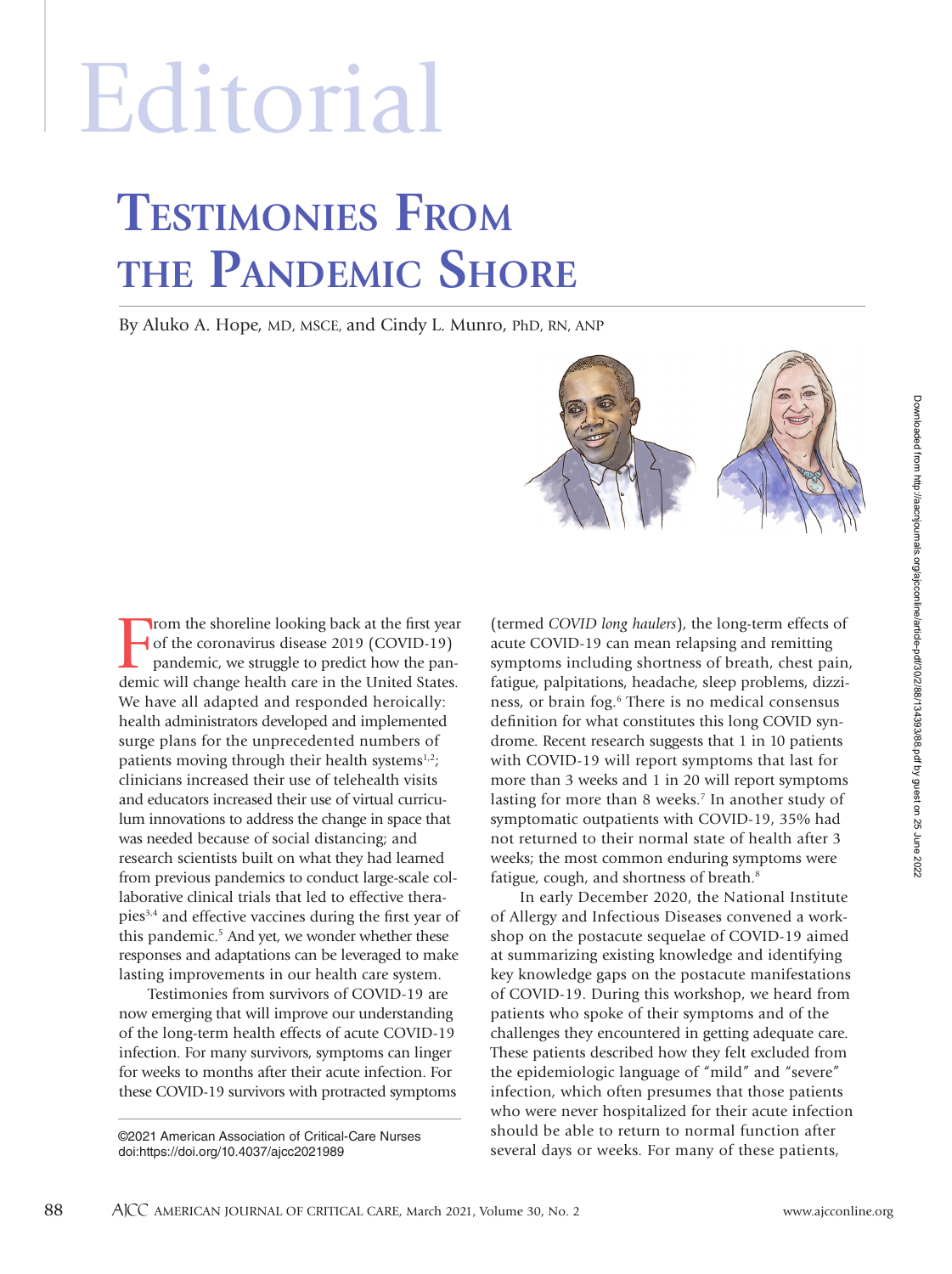# Editorial

## Testimonies From the Pandemic Shore

By Aluko A. Hope, MD, MSCE, and Cindy L. Munro, PhD, RN, ANP

From the shoreline looking back at the first year of the coronavirus disease 2019 (COVID-19) pandemic, we struggle to predict how the pandemic will change health care in the United States. We have all adapted and responded heroically: health administrators developed and implemented surge plans for the unprecedented numbers of patients moving through their health systems[1,2]; clinicians increased their use of telehealth visits and educators increased their use of virtual curriculum innovations to address the change in space that was needed because of social distancing; and research scientists built on what they had learned from previous pandemics to conduct large-scale collaborative clinical trials that led to effective therapies[3,4] and effective vaccines during the first year of this pandemic.[5] And yet, we wonder whether these responses and adaptations can be leveraged to make lasting improvements in our health care system.

Testimonies from survivors of COVID-19 are now emerging that will improve our understanding of the long-term health effects of acute COVID-19 infection. For many survivors, symptoms can linger for weeks to months after their acute infection. For these COVID-19 survivors with protracted symptoms (termed *COVID long haulers*), the long-term effects of acute COVID-19 can mean relapsing and remitting symptoms including shortness of breath, chest pain, fatigue, palpitations, headache, sleep problems, dizziness, or brain fog.[6] There is no medical consensus definition for what constitutes this long COVID syndrome. Recent research suggests that 1 in 10 patients with COVID-19 will report symptoms that last for more than 3 weeks and 1 in 20 will report symptoms lasting for more than 8 weeks.[7] In another study of symptomatic outpatients with COVID-19, 35% had not returned to their normal state of health after 3 weeks; the most common enduring symptoms were fatigue, cough, and shortness of breath.[8]

In early December 2020, the National Institute of Allergy and Infectious Diseases convened a workshop on the postacute sequelae of COVID-19 aimed at summarizing existing knowledge and identifying key knowledge gaps on the postacute manifestations of COVID-19. During this workshop, we heard from patients who spoke of their symptoms and of the challenges they encountered in getting adequate care. These patients described how they felt excluded from the epidemiologic language of "mild" and "severe" infection, which often presumes that those patients who were never hospitalized for their acute infection should be able to return to normal function after several days or weeks. For many of these patients,

©2021 American Association of Critical-Care Nurses
doi:https://doi.org/10.4037/ajcc2021989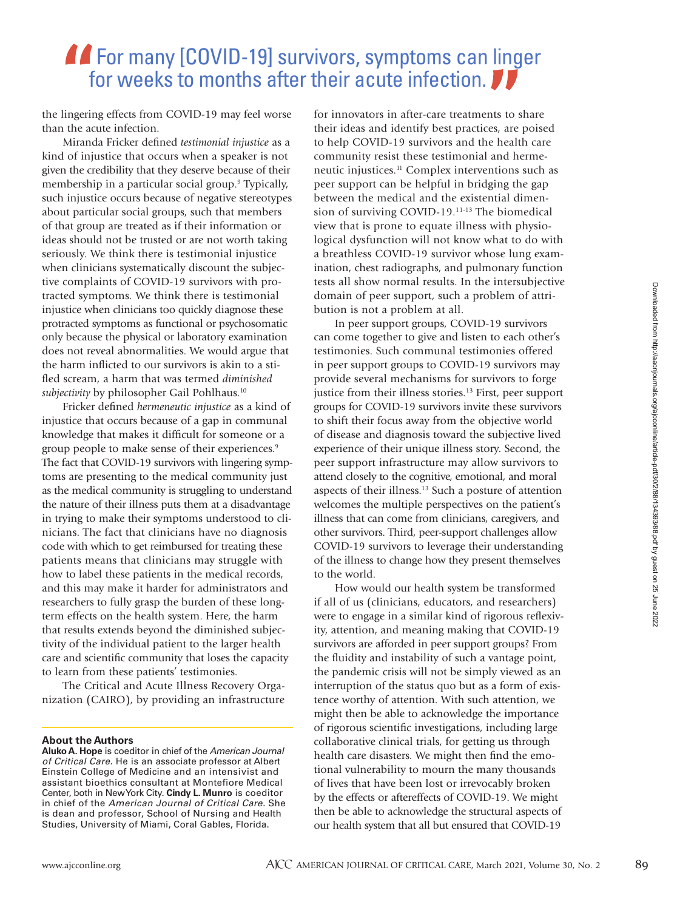> For many [COVID-19] survivors, symptoms can linger for weeks to months after their acute infection.

the lingering effects from COVID-19 may feel worse than the acute infection.

Miranda Fricker defined *testimonial injustice* as a kind of injustice that occurs when a speaker is not given the credibility that they deserve because of their membership in a particular social group.[9] Typically, such injustice occurs because of negative stereotypes about particular social groups, such that members of that group are treated as if their information or ideas should not be trusted or are not worth taking seriously. We think there is testimonial injustice when clinicians systematically discount the subjective complaints of COVID-19 survivors with protracted symptoms. We think there is testimonial injustice when clinicians too quickly diagnose these protracted symptoms as functional or psychosomatic only because the physical or laboratory examination does not reveal abnormalities. We would argue that the harm inflicted to our survivors is akin to a stifled scream, a harm that was termed *diminished subjectivity* by philosopher Gail Pohlhaus.[10]

Fricker defined *hermeneutic injustice* as a kind of injustice that occurs because of a gap in communal knowledge that makes it difficult for someone or a group people to make sense of their experiences.[9] The fact that COVID-19 survivors with lingering symptoms are presenting to the medical community just as the medical community is struggling to understand the nature of their illness puts them at a disadvantage in trying to make their symptoms understood to clinicians. The fact that clinicians have no diagnosis code with which to get reimbursed for treating these patients means that clinicians may struggle with how to label these patients in the medical records, and this may make it harder for administrators and researchers to fully grasp the burden of these long-term effects on the health system. Here, the harm that results extends beyond the diminished subjectivity of the individual patient to the larger health care and scientific community that loses the capacity to learn from these patients' testimonies.

The Critical and Acute Illness Recovery Organization (CAIRO), by providing an infrastructure for innovators in after-care treatments to share their ideas and identify best practices, are poised to help COVID-19 survivors and the health care community resist these testimonial and hermeneutic injustices.[11] Complex interventions such as peer support can be helpful in bridging the gap between the medical and the existential dimension of surviving COVID-19.[11-13] The biomedical view that is prone to equate illness with physiological dysfunction will not know what to do with a breathless COVID-19 survivor whose lung examination, chest radiographs, and pulmonary function tests all show normal results. In the intersubjective domain of peer support, such a problem of attribution is not a problem at all.

In peer support groups, COVID-19 survivors can come together to give and listen to each other's testimonies. Such communal testimonies offered in peer support groups to COVID-19 survivors may provide several mechanisms for survivors to forge justice from their illness stories.[13] First, peer support groups for COVID-19 survivors invite these survivors to shift their focus away from the objective world of disease and diagnosis toward the subjective lived experience of their unique illness story. Second, the peer support infrastructure may allow survivors to attend closely to the cognitive, emotional, and moral aspects of their illness.[13] Such a posture of attention welcomes the multiple perspectives on the patient's illness that can come from clinicians, caregivers, and other survivors. Third, peer-support challenges allow COVID-19 survivors to leverage their understanding of the illness to change how they present themselves to the world.

How would our health system be transformed if all of us (clinicians, educators, and researchers) were to engage in a similar kind of rigorous reflexivity, attention, and meaning making that COVID-19 survivors are afforded in peer support groups? From the fluidity and instability of such a vantage point, the pandemic crisis will not be simply viewed as an interruption of the status quo but as a form of existence worthy of attention. With such attention, we might then be able to acknowledge the importance of rigorous scientific investigations, including large collaborative clinical trials, for getting us through health care disasters. We might then find the emotional vulnerability to mourn the many thousands of lives that have been lost or irrevocably broken by the effects or aftereffects of COVID-19. We might then be able to acknowledge the structural aspects of our health system that all but ensured that COVID-19

---

**About the Authors**

**Aluko A. Hope** is coeditor in chief of the *American Journal of Critical Care*. He is an associate professor at Albert Einstein College of Medicine and an intensivist and assistant bioethics consultant at Montefiore Medical Center, both in New York City. **Cindy L. Munro** is coeditor in chief of the *American Journal of Critical Care*. She is dean and professor, School of Nursing and Health Studies, University of Miami, Coral Gables, Florida.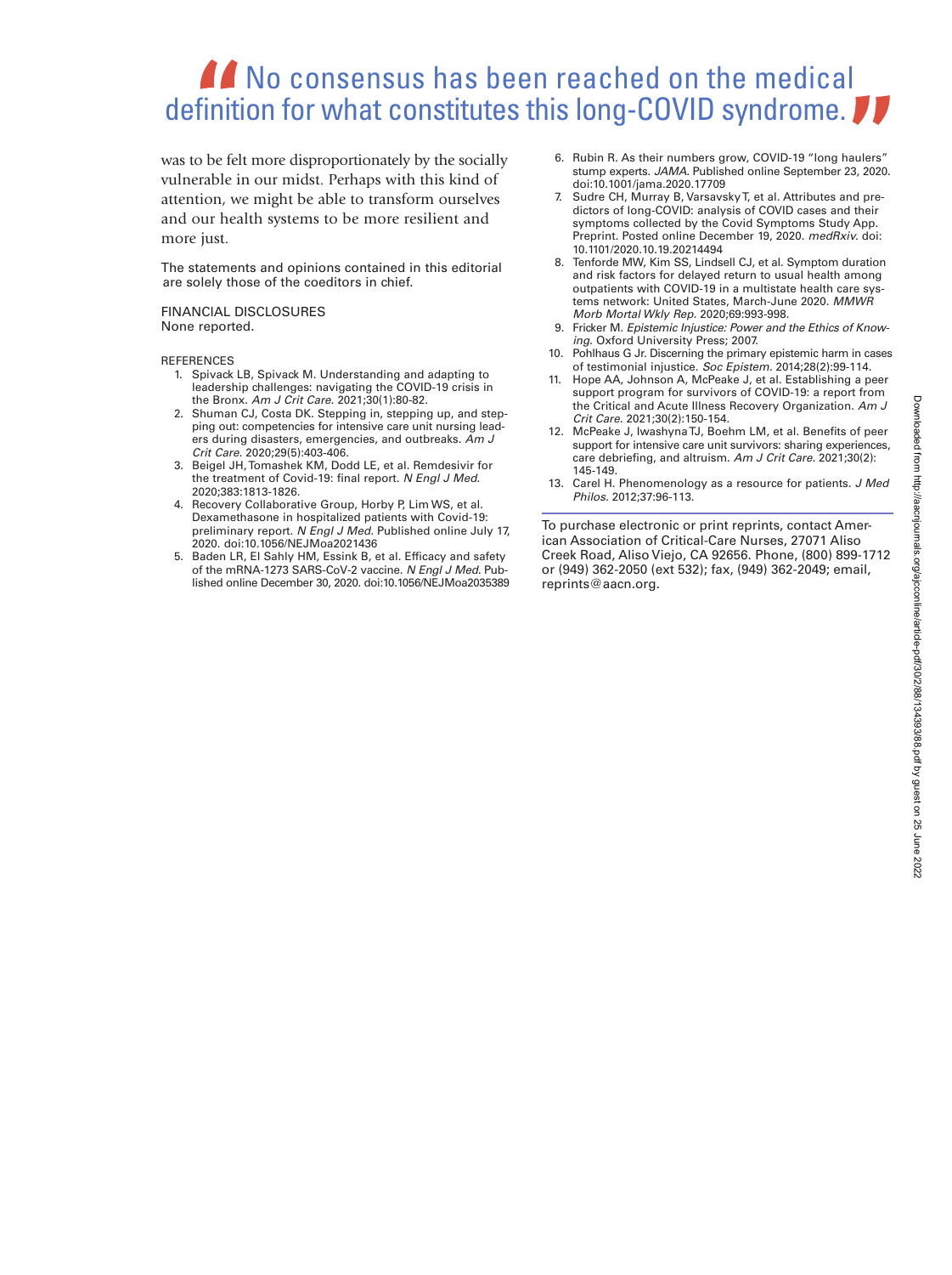> "No consensus has been reached on the medical definition for what constitutes this long-COVID syndrome."

was to be felt more disproportionately by the socially vulnerable in our midst. Perhaps with this kind of attention, we might be able to transform ourselves and our health systems to be more resilient and more just.

The statements and opinions contained in this editorial are solely those of the coeditors in chief.

FINANCIAL DISCLOSURES
None reported.

REFERENCES

1. Spivack LB, Spivack M. Understanding and adapting to leadership challenges: navigating the COVID-19 crisis in the Bronx. *Am J Crit Care.* 2021;30(1):80-82.
2. Shuman CJ, Costa DK. Stepping in, stepping up, and stepping out: competencies for intensive care unit nursing leaders during disasters, emergencies, and outbreaks. *Am J Crit Care.* 2020;29(5):403-406.
3. Beigel JH, Tomashek KM, Dodd LE, et al. Remdesivir for the treatment of Covid-19: final report. *N Engl J Med.* 2020;383:1813-1826.
4. Recovery Collaborative Group, Horby P, Lim WS, et al. Dexamethasone in hospitalized patients with Covid-19: preliminary report. *N Engl J Med.* Published online July 17, 2020. doi:10.1056/NEJMoa2021436
5. Baden LR, El Sahly HM, Essink B, et al. Efficacy and safety of the mRNA-1273 SARS-CoV-2 vaccine. *N Engl J Med.* Published online December 30, 2020. doi:10.1056/NEJMoa2035389
6. Rubin R. As their numbers grow, COVID-19 "long haulers" stump experts. *JAMA.* Published online September 23, 2020. doi:10.1001/jama.2020.17709
7. Sudre CH, Murray B, Varsavsky T, et al. Attributes and predictors of long-COVID: analysis of COVID cases and their symptoms collected by the Covid Symptoms Study App. Preprint. Posted online December 19, 2020. *medRxiv.* doi:10.1101/2020.10.19.20214494
8. Tenforde MW, Kim SS, Lindsell CJ, et al. Symptom duration and risk factors for delayed return to usual health among outpatients with COVID-19 in a multistate health care systems network: United States, March-June 2020. *MMWR Morb Mortal Wkly Rep.* 2020;69:993-998.
9. Fricker M. *Epistemic Injustice: Power and the Ethics of Knowing.* Oxford University Press; 2007.
10. Pohlhaus G Jr. Discerning the primary epistemic harm in cases of testimonial injustice. *Soc Epistem.* 2014;28(2):99-114.
11. Hope AA, Johnson A, McPeake J, et al. Establishing a peer support program for survivors of COVID-19: a report from the Critical and Acute Illness Recovery Organization. *Am J Crit Care.* 2021;30(2):150-154.
12. McPeake J, Iwashyna TJ, Boehm LM, et al. Benefits of peer support for intensive care unit survivors: sharing experiences, care debriefing, and altruism. *Am J Crit Care.* 2021;30(2):145-149.
13. Carel H. Phenomenology as a resource for patients. *J Med Philos.* 2012;37:96-113.

To purchase electronic or print reprints, contact American Association of Critical-Care Nurses, 27071 Aliso Creek Road, Aliso Viejo, CA 92656. Phone, (800) 899-1712 or (949) 362-2050 (ext 532); fax, (949) 362-2049; email, reprints@aacn.org.